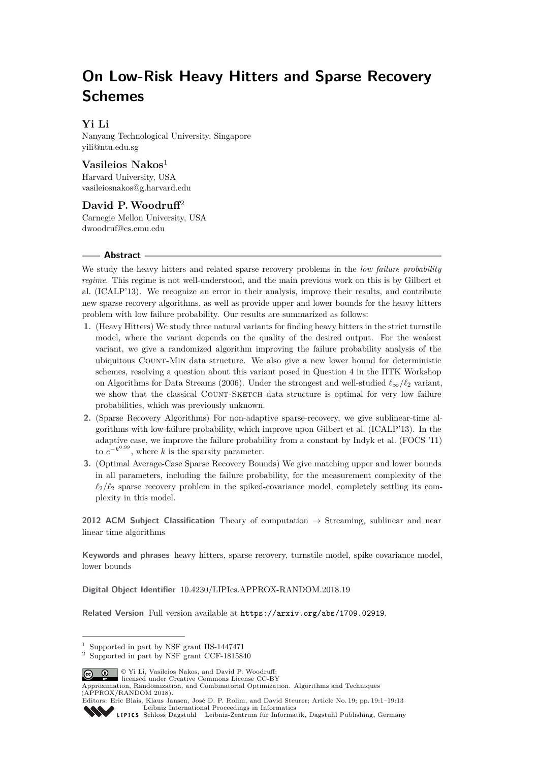# On Low-Risk Heavy Hitters and Sparse Recovery Schemes

**Yi Li**

Nanyang Technological University, Singapore
yili@ntu.edu.sg

**Vasileios Nakos**[1]

Harvard University, USA
vasileiosnakos@g.harvard.edu

**David P. Woodruff**[2]

Carnegie Mellon University, USA
dwoodruf@cs.cmu.edu

## Abstract

We study the heavy hitters and related sparse recovery problems in the *low failure probability regime*. This regime is not well-understood, and the main previous work on this is by Gilbert et al. (ICALP'13). We recognize an error in their analysis, improve their results, and contribute new sparse recovery algorithms, as well as provide upper and lower bounds for the heavy hitters problem with low failure probability. Our results are summarized as follows:

1. (Heavy Hitters) We study three natural variants for finding heavy hitters in the strict turnstile model, where the variant depends on the quality of the desired output. For the weakest variant, we give a randomized algorithm improving the failure probability analysis of the ubiquitous Count-Min data structure. We also give a new lower bound for deterministic schemes, resolving a question about this variant posed in Question 4 in the IITK Workshop on Algorithms for Data Streams (2006). Under the strongest and well-studied $\ell_\infty/\ell_2$ variant, we show that the classical Count-Sketch data structure is optimal for very low failure probabilities, which was previously unknown.
2. (Sparse Recovery Algorithms) For non-adaptive sparse-recovery, we give sublinear-time algorithms with low-failure probability, which improve upon Gilbert et al. (ICALP'13). In the adaptive case, we improve the failure probability from a constant by Indyk et al. (FOCS '11) to $e^{-k^{0.99}}$, where $k$ is the sparsity parameter.
3. (Optimal Average-Case Sparse Recovery Bounds) We give matching upper and lower bounds in all parameters, including the failure probability, for the measurement complexity of the $\ell_2/\ell_2$ sparse recovery problem in the spiked-covariance model, completely settling its complexity in this model.

**2012 ACM Subject Classification** Theory of computation → Streaming, sublinear and near linear time algorithms

**Keywords and phrases** heavy hitters, sparse recovery, turnstile model, spike covariance model, lower bounds

**Digital Object Identifier** 10.4230/LIPIcs.APPROX-RANDOM.2018.19

**Related Version** Full version available at https://arxiv.org/abs/1709.02919.

---

[1] Supported in part by NSF grant IIS-1447471

[2] Supported in part by NSF grant CCF-1815840

© Yi Li, Vasileios Nakos, and David P. Woodruff;
licensed under Creative Commons License CC-BY
Approximation, Randomization, and Combinatorial Optimization. Algorithms and Techniques (APPROX/RANDOM 2018).
Editors: Eric Blais, Klaus Jansen, José D. P. Rolim, and David Steurer; Article No. 19; pp. 19:1–19:13
Leibniz International Proceedings in Informatics
Schloss Dagstuhl – Leibniz-Zentrum für Informatik, Dagstuhl Publishing, Germany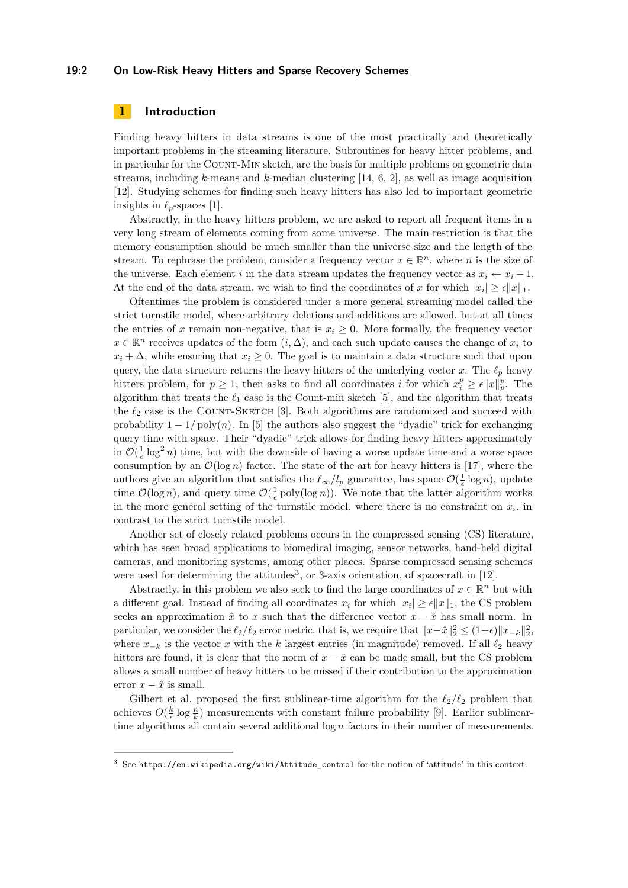## 1 Introduction

Finding heavy hitters in data streams is one of the most practically and theoretically important problems in the streaming literature. Subroutines for heavy hitter problems, and in particular for the Count-Min sketch, are the basis for multiple problems on geometric data streams, including $k$-means and $k$-median clustering [14, 6, 2], as well as image acquisition [12]. Studying schemes for finding such heavy hitters has also led to important geometric insights in $\ell_p$-spaces [1].

Abstractly, in the heavy hitters problem, we are asked to report all frequent items in a very long stream of elements coming from some universe. The main restriction is that the memory consumption should be much smaller than the universe size and the length of the stream. To rephrase the problem, consider a frequency vector $x \in \mathbb{R}^n$, where $n$ is the size of the universe. Each element $i$ in the data stream updates the frequency vector as $x_i \leftarrow x_i + 1$. At the end of the data stream, we wish to find the coordinates of $x$ for which $|x_i| \geq \epsilon \|x\|_1$.

Oftentimes the problem is considered under a more general streaming model called the strict turnstile model, where arbitrary deletions and additions are allowed, but at all times the entries of $x$ remain non-negative, that is $x_i \geq 0$. More formally, the frequency vector $x \in \mathbb{R}^n$ receives updates of the form $(i, \Delta)$, and each such update causes the change of $x_i$ to $x_i + \Delta$, while ensuring that $x_i \geq 0$. The goal is to maintain a data structure such that upon query, the data structure returns the heavy hitters of the underlying vector $x$. The $\ell_p$ heavy hitters problem, for $p \geq 1$, then asks to find all coordinates $i$ for which $x_i^p \geq \epsilon \|x\|_p^p$. The algorithm that treats the $\ell_1$ case is the Count-min sketch [5], and the algorithm that treats the $\ell_2$ case is the Count-Sketch [3]. Both algorithms are randomized and succeed with probability $1 - 1/\operatorname{poly}(n)$. In [5] the authors also suggest the "dyadic" trick for exchanging query time with space. Their "dyadic" trick allows for finding heavy hitters approximately in $\mathcal{O}(\frac{1}{\epsilon} \log^2 n)$ time, but with the downside of having a worse update time and a worse space consumption by an $\mathcal{O}(\log n)$ factor. The state of the art for heavy hitters is [17], where the authors give an algorithm that satisfies the $\ell_\infty/l_p$ guarantee, has space $\mathcal{O}(\frac{1}{\epsilon} \log n)$, update time $\mathcal{O}(\log n)$, and query time $\mathcal{O}(\frac{1}{\epsilon} \operatorname{poly}(\log n))$. We note that the latter algorithm works in the more general setting of the turnstile model, where there is no constraint on $x_i$, in contrast to the strict turnstile model.

Another set of closely related problems occurs in the compressed sensing (CS) literature, which has seen broad applications to biomedical imaging, sensor networks, hand-held digital cameras, and monitoring systems, among other places. Sparse compressed sensing schemes were used for determining the attitudes[3], or 3-axis orientation, of spacecraft in [12].

Abstractly, in this problem we also seek to find the large coordinates of $x \in \mathbb{R}^n$ but with a different goal. Instead of finding all coordinates $x_i$ for which $|x_i| \geq \epsilon \|x\|_1$, the CS problem seeks an approximation $\hat{x}$ to $x$ such that the difference vector $x - \hat{x}$ has small norm. In particular, we consider the $\ell_2/\ell_2$ error metric, that is, we require that $\|x - \hat{x}\|_2^2 \leq (1+\epsilon)\|x_{-k}\|_2^2$, where $x_{-k}$ is the vector $x$ with the $k$ largest entries (in magnitude) removed. If all $\ell_2$ heavy hitters are found, it is clear that the norm of $x - \hat{x}$ can be made small, but the CS problem allows a small number of heavy hitters to be missed if their contribution to the approximation error $x - \hat{x}$ is small.

Gilbert et al. proposed the first sublinear-time algorithm for the $\ell_2/\ell_2$ problem that achieves $O(\frac{k}{\epsilon} \log \frac{n}{k})$ measurements with constant failure probability [9]. Earlier sublinear-time algorithms all contain several additional $\log n$ factors in their number of measurements.

[3] See `https://en.wikipedia.org/wiki/Attitude_control` for the notion of 'attitude' in this context.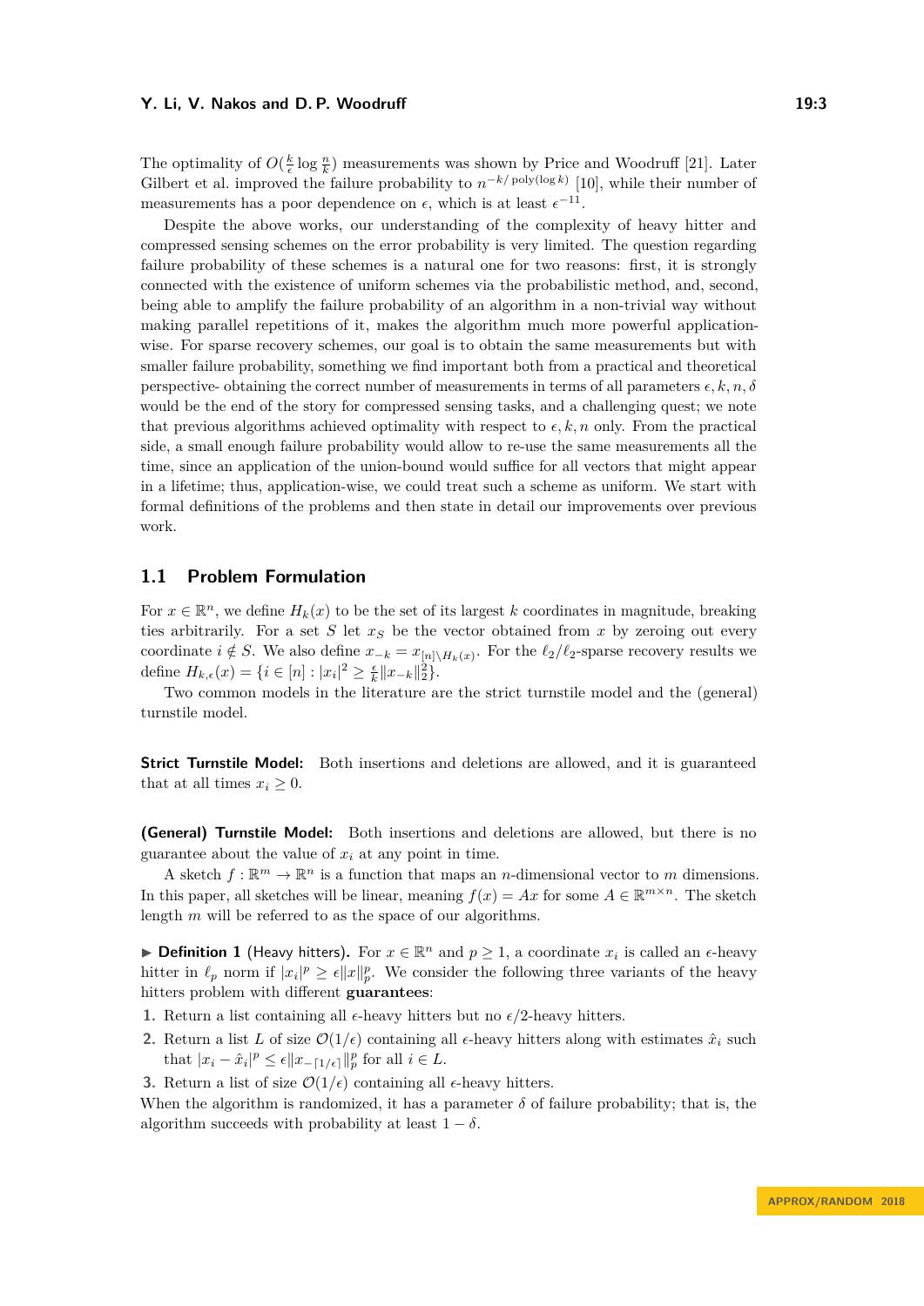The optimality of $O(\frac{k}{\epsilon}\log\frac{n}{k})$ measurements was shown by Price and Woodruff [21]. Later Gilbert et al. improved the failure probability to $n^{-k/\operatorname{poly}(\log k)}$ [10], while their number of measurements has a poor dependence on $\epsilon$, which is at least $\epsilon^{-11}$.

Despite the above works, our understanding of the complexity of heavy hitter and compressed sensing schemes on the error probability is very limited. The question regarding failure probability of these schemes is a natural one for two reasons: first, it is strongly connected with the existence of uniform schemes via the probabilistic method, and, second, being able to amplify the failure probability of an algorithm in a non-trivial way without making parallel repetitions of it, makes the algorithm much more powerful application-wise. For sparse recovery schemes, our goal is to obtain the same measurements but with smaller failure probability, something we find important both from a practical and theoretical perspective- obtaining the correct number of measurements in terms of all parameters $\epsilon, k, n, \delta$ would be the end of the story for compressed sensing tasks, and a challenging quest; we note that previous algorithms achieved optimality with respect to $\epsilon, k, n$ only. From the practical side, a small enough failure probability would allow to re-use the same measurements all the time, since an application of the union-bound would suffice for all vectors that might appear in a lifetime; thus, application-wise, we could treat such a scheme as uniform. We start with formal definitions of the problems and then state in detail our improvements over previous work.

## 1.1 Problem Formulation

For $x \in \mathbb{R}^n$, we define $H_k(x)$ to be the set of its largest $k$ coordinates in magnitude, breaking ties arbitrarily. For a set $S$ let $x_S$ be the vector obtained from $x$ by zeroing out every coordinate $i \notin S$. We also define $x_{-k} = x_{[n]\setminus H_k(x)}$. For the $\ell_2/\ell_2$-sparse recovery results we define $H_{k,\epsilon}(x) = \{i \in [n] : |x_i|^2 \geq \frac{\epsilon}{k}\|x_{-k}\|_2^2\}$.

Two common models in the literature are the strict turnstile model and the (general) turnstile model.

**Strict Turnstile Model:** Both insertions and deletions are allowed, and it is guaranteed that at all times $x_i \geq 0$.

**(General) Turnstile Model:** Both insertions and deletions are allowed, but there is no guarantee about the value of $x_i$ at any point in time.

A sketch $f : \mathbb{R}^m \to \mathbb{R}^n$ is a function that maps an $n$-dimensional vector to $m$ dimensions. In this paper, all sketches will be linear, meaning $f(x) = Ax$ for some $A \in \mathbb{R}^{m\times n}$. The sketch length $m$ will be referred to as the space of our algorithms.

▶ **Definition 1** (Heavy hitters). For $x \in \mathbb{R}^n$ and $p \geq 1$, a coordinate $x_i$ is called an $\epsilon$-heavy hitter in $\ell_p$ norm if $|x_i|^p \geq \epsilon\|x\|_p^p$. We consider the following three variants of the heavy hitters problem with different **guarantees**:

1. Return a list containing all $\epsilon$-heavy hitters but no $\epsilon/2$-heavy hitters.
2. Return a list $L$ of size $\mathcal{O}(1/\epsilon)$ containing all $\epsilon$-heavy hitters along with estimates $\hat{x}_i$ such that $|x_i - \hat{x}_i|^p \leq \epsilon\|x_{-\lceil 1/\epsilon\rceil}\|_p^p$ for all $i \in L$.
3. Return a list of size $\mathcal{O}(1/\epsilon)$ containing all $\epsilon$-heavy hitters.

When the algorithm is randomized, it has a parameter $\delta$ of failure probability; that is, the algorithm succeeds with probability at least $1 - \delta$.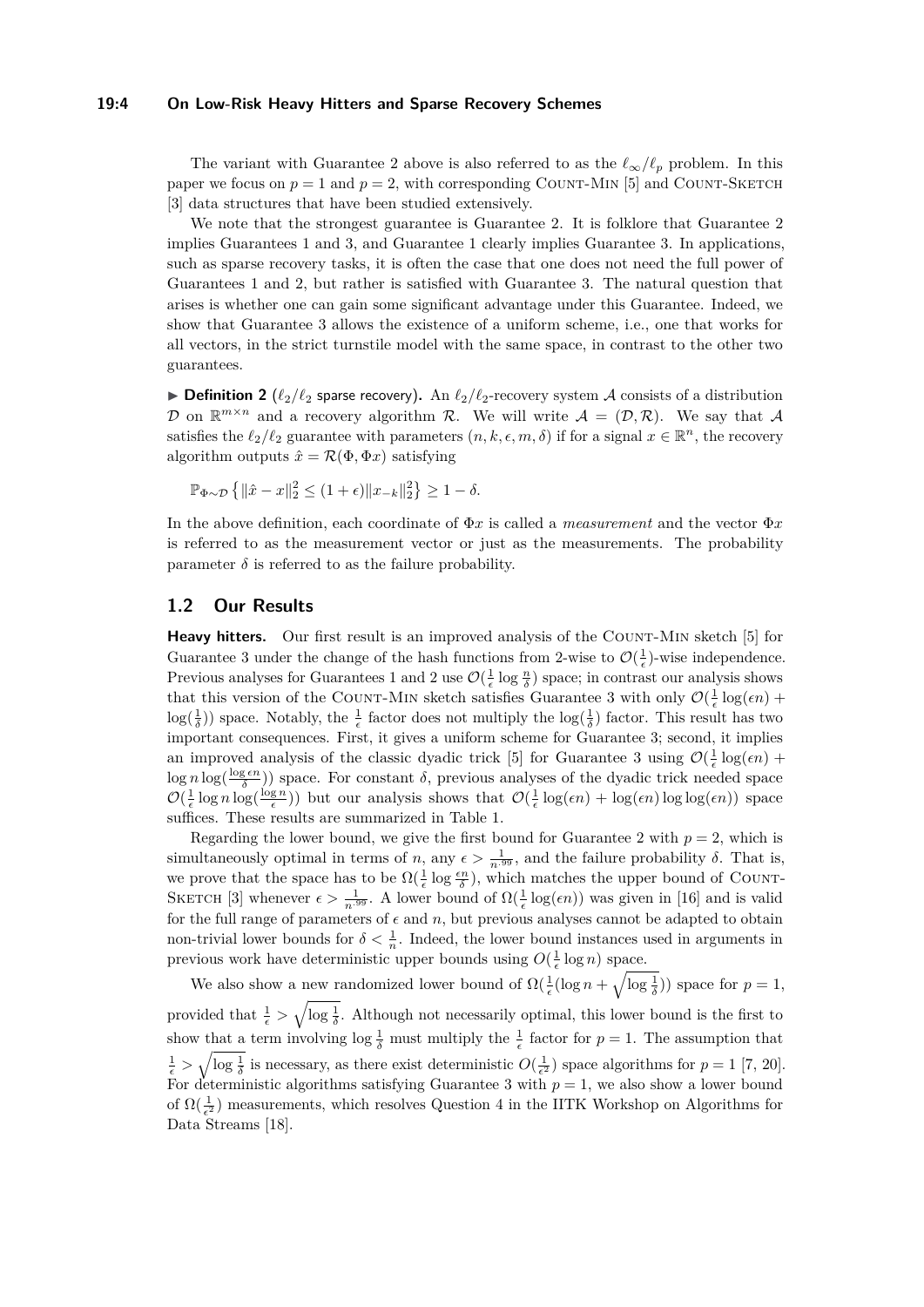The variant with Guarantee 2 above is also referred to as the $\ell_\infty/\ell_p$ problem. In this paper we focus on $p = 1$ and $p = 2$, with corresponding COUNT-MIN [5] and COUNT-SKETCH [3] data structures that have been studied extensively.

We note that the strongest guarantee is Guarantee 2. It is folklore that Guarantee 2 implies Guarantees 1 and 3, and Guarantee 1 clearly implies Guarantee 3. In applications, such as sparse recovery tasks, it is often the case that one does not need the full power of Guarantees 1 and 2, but rather is satisfied with Guarantee 3. The natural question that arises is whether one can gain some significant advantage under this Guarantee. Indeed, we show that Guarantee 3 allows the existence of a uniform scheme, i.e., one that works for all vectors, in the strict turnstile model with the same space, in contrast to the other two guarantees.

▶ **Definition 2** ($\ell_2/\ell_2$ sparse recovery)**.** An $\ell_2/\ell_2$-recovery system $\mathcal{A}$ consists of a distribution $\mathcal{D}$ on $\mathbb{R}^{m\times n}$ and a recovery algorithm $\mathcal{R}$. We will write $\mathcal{A} = (\mathcal{D}, \mathcal{R})$. We say that $\mathcal{A}$ satisfies the $\ell_2/\ell_2$ guarantee with parameters $(n, k, \epsilon, m, \delta)$ if for a signal $x \in \mathbb{R}^n$, the recovery algorithm outputs $\hat{x} = \mathcal{R}(\Phi, \Phi x)$ satisfying

$$\mathbb{P}_{\Phi\sim\mathcal{D}}\left\{\|\hat{x} - x\|_2^2 \leq (1+\epsilon)\|x_{-k}\|_2^2\right\} \geq 1 - \delta.$$

In the above definition, each coordinate of $\Phi x$ is called a *measurement* and the vector $\Phi x$ is referred to as the measurement vector or just as the measurements. The probability parameter $\delta$ is referred to as the failure probability.

## 1.2 Our Results

**Heavy hitters.** Our first result is an improved analysis of the COUNT-MIN sketch [5] for Guarantee 3 under the change of the hash functions from 2-wise to $\mathcal{O}(\frac{1}{\epsilon})$-wise independence. Previous analyses for Guarantees 1 and 2 use $\mathcal{O}(\frac{1}{\epsilon}\log\frac{n}{\delta})$ space; in contrast our analysis shows that this version of the COUNT-MIN sketch satisfies Guarantee 3 with only $\mathcal{O}(\frac{1}{\epsilon}\log(\epsilon n) + \log(\frac{1}{\delta}))$ space. Notably, the $\frac{1}{\epsilon}$ factor does not multiply the $\log(\frac{1}{\delta})$ factor. This result has two important consequences. First, it gives a uniform scheme for Guarantee 3; second, it implies an improved analysis of the classic dyadic trick [5] for Guarantee 3 using $\mathcal{O}(\frac{1}{\epsilon}\log(\epsilon n) + \log n \log(\frac{\log \epsilon n}{\delta}))$ space. For constant $\delta$, previous analyses of the dyadic trick needed space $\mathcal{O}(\frac{1}{\epsilon}\log n \log(\frac{\log n}{\epsilon}))$ but our analysis shows that $\mathcal{O}(\frac{1}{\epsilon}\log(\epsilon n) + \log(\epsilon n)\log\log(\epsilon n))$ space suffices. These results are summarized in Table 1.

Regarding the lower bound, we give the first bound for Guarantee 2 with $p = 2$, which is simultaneously optimal in terms of $n$, any $\epsilon > \frac{1}{n^{.99}}$, and the failure probability $\delta$. That is, we prove that the space has to be $\Omega(\frac{1}{\epsilon}\log\frac{\epsilon n}{\delta})$, which matches the upper bound of COUNT-SKETCH [3] whenever $\epsilon > \frac{1}{n^{.99}}$. A lower bound of $\Omega(\frac{1}{\epsilon}\log(\epsilon n))$ was given in [16] and is valid for the full range of parameters of $\epsilon$ and $n$, but previous analyses cannot be adapted to obtain non-trivial lower bounds for $\delta < \frac{1}{n}$. Indeed, the lower bound instances used in arguments in previous work have deterministic upper bounds using $O(\frac{1}{\epsilon}\log n)$ space.

We also show a new randomized lower bound of $\Omega(\frac{1}{\epsilon}(\log n + \sqrt{\log\frac{1}{\delta}}))$ space for $p = 1$, provided that $\frac{1}{\epsilon} > \sqrt{\log\frac{1}{\delta}}$. Although not necessarily optimal, this lower bound is the first to show that a term involving $\log\frac{1}{\delta}$ must multiply the $\frac{1}{\epsilon}$ factor for $p = 1$. The assumption that $\frac{1}{\epsilon} > \sqrt{\log\frac{1}{\delta}}$ is necessary, as there exist deterministic $O(\frac{1}{\epsilon^2})$ space algorithms for $p = 1$ [7, 20]. For deterministic algorithms satisfying Guarantee 3 with $p = 1$, we also show a lower bound of $\Omega(\frac{1}{\epsilon^2})$ measurements, which resolves Question 4 in the IITK Workshop on Algorithms for Data Streams [18].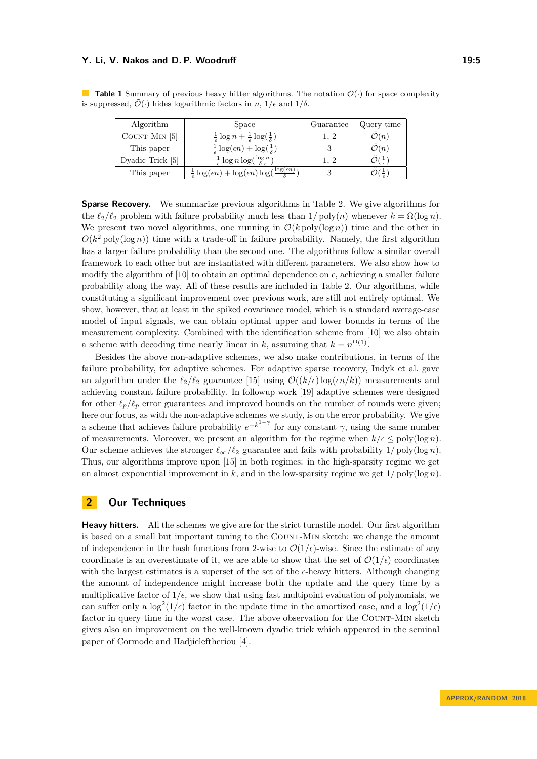**Table 1** Summary of previous heavy hitter algorithms. The notation $\mathcal{O}(\cdot)$ for space complexity is suppressed, $\tilde{\mathcal{O}}(\cdot)$ hides logarithmic factors in $n$, $1/\epsilon$ and $1/\delta$.

| Algorithm | Space | Guarantee | Query time |
|---|---|---|---|
| Count-Min [5] | $\frac{1}{\epsilon}\log n + \frac{1}{\epsilon}\log(\frac{1}{\delta})$ | 1, 2 | $\tilde{\mathcal{O}}(n)$ |
| This paper | $\frac{1}{\epsilon}\log(\epsilon n) + \log(\frac{1}{\delta})$ | 3 | $\tilde{\mathcal{O}}(n)$ |
| Dyadic Trick [5] | $\frac{1}{\epsilon}\log n \log(\frac{\log n}{\delta \cdot \epsilon})$ | 1, 2 | $\tilde{\mathcal{O}}(\frac{1}{\epsilon})$ |
| This paper | $\frac{1}{\epsilon}\log(\epsilon n) + \log(\epsilon n)\log(\frac{\log(\epsilon n)}{\delta})$ | 3 | $\tilde{\mathcal{O}}(\frac{1}{\epsilon})$ |

**Sparse Recovery.** We summarize previous algorithms in Table 2. We give algorithms for the $\ell_2/\ell_2$ problem with failure probability much less than $1/\operatorname{poly}(n)$ whenever $k = \Omega(\log n)$. We present two novel algorithms, one running in $\mathcal{O}(k \operatorname{poly}(\log n))$ time and the other in $O(k^2 \operatorname{poly}(\log n))$ time with a trade-off in failure probability. Namely, the first algorithm has a larger failure probability than the second one. The algorithms follow a similar overall framework to each other but are instantiated with different parameters. We also show how to modify the algorithm of [10] to obtain an optimal dependence on $\epsilon$, achieving a smaller failure probability along the way. All of these results are included in Table 2. Our algorithms, while constituting a significant improvement over previous work, are still not entirely optimal. We show, however, that at least in the spiked covariance model, which is a standard average-case model of input signals, we can obtain optimal upper and lower bounds in terms of the measurement complexity. Combined with the identification scheme from [10] we also obtain a scheme with decoding time nearly linear in $k$, assuming that $k = n^{\Omega(1)}$.

Besides the above non-adaptive schemes, we also make contributions, in terms of the failure probability, for adaptive schemes. For adaptive sparse recovery, Indyk et al. gave an algorithm under the $\ell_2/\ell_2$ guarantee [15] using $\mathcal{O}((k/\epsilon)\log(\epsilon n/k))$ measurements and achieving constant failure probability. In followup work [19] adaptive schemes were designed for other $\ell_p/\ell_p$ error guarantees and improved bounds on the number of rounds were given; here our focus, as with the non-adaptive schemes we study, is on the error probability. We give a scheme that achieves failure probability $e^{-k^{1-\gamma}}$ for any constant $\gamma$, using the same number of measurements. Moreover, we present an algorithm for the regime when $k/\epsilon \le \operatorname{poly}(\log n)$. Our scheme achieves the stronger $\ell_\infty/\ell_2$ guarantee and fails with probability $1/\operatorname{poly}(\log n)$. Thus, our algorithms improve upon [15] in both regimes: in the high-sparsity regime we get an almost exponential improvement in $k$, and in the low-sparsity regime we get $1/\operatorname{poly}(\log n)$.

## 2 Our Techniques

**Heavy hitters.** All the schemes we give are for the strict turnstile model. Our first algorithm is based on a small but important tuning to the Count-Min sketch: we change the amount of independence in the hash functions from 2-wise to $\mathcal{O}(1/\epsilon)$-wise. Since the estimate of any coordinate is an overestimate of it, we are able to show that the set of $\mathcal{O}(1/\epsilon)$ coordinates with the largest estimates is a superset of the set of the $\epsilon$-heavy hitters. Although changing the amount of independence might increase both the update and the query time by a multiplicative factor of $1/\epsilon$, we show that using fast multipoint evaluation of polynomials, we can suffer only a $\log^2(1/\epsilon)$ factor in the update time in the amortized case, and a $\log^2(1/\epsilon)$ factor in query time in the worst case. The above observation for the Count-Min sketch gives also an improvement on the well-known dyadic trick which appeared in the seminal paper of Cormode and Hadjieleftheriou [4].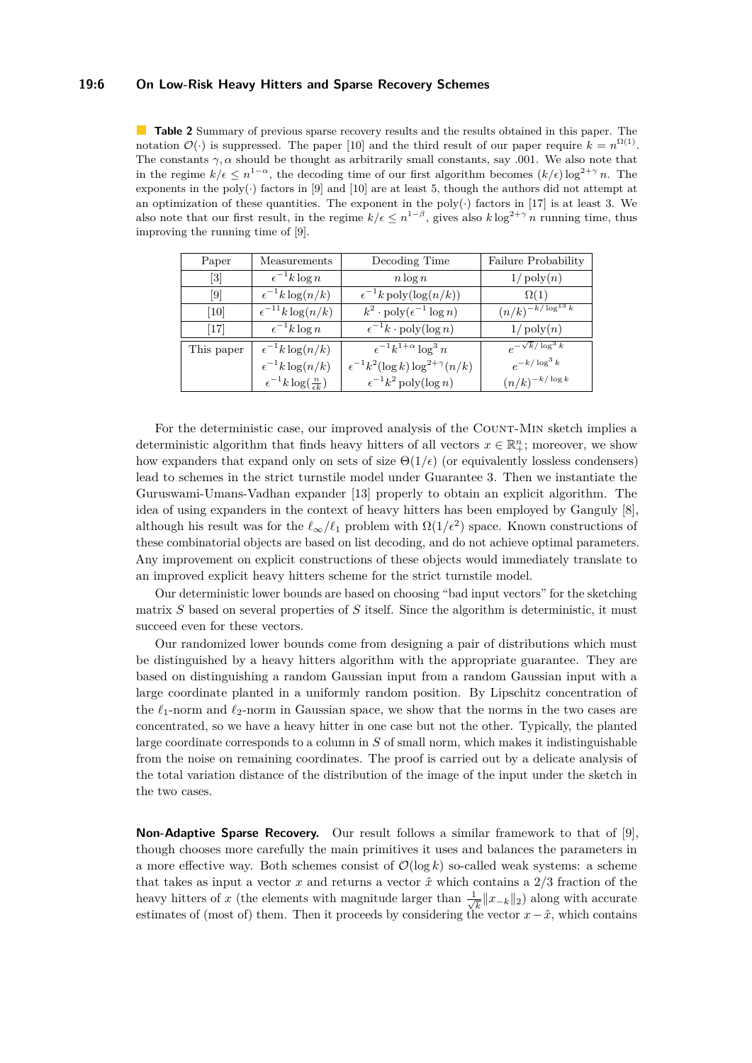**Table 2** Summary of previous sparse recovery results and the results obtained in this paper. The notation $\mathcal{O}(\cdot)$ is suppressed. The paper [10] and the third result of our paper require $k = n^{\Omega(1)}$. The constants $\gamma, \alpha$ should be thought as arbitrarily small constants, say .001. We also note that in the regime $k/\epsilon \leq n^{1-\alpha}$, the decoding time of our first algorithm becomes $(k/\epsilon)\log^{2+\gamma} n$. The exponents in the poly$(\cdot)$ factors in [9] and [10] are at least 5, though the authors did not attempt at an optimization of these quantities. The exponent in the poly$(\cdot)$ factors in [17] is at least 3. We also note that our first result, in the regime $k/\epsilon \leq n^{1-\beta}$, gives also $k \log^{2+\gamma} n$ running time, thus improving the running time of [9].

| Paper | Measurements | Decoding Time | Failure Probability |
|---|---|---|---|
| [3] | $\epsilon^{-1}k\log n$ | $n\log n$ | $1/\operatorname{poly}(n)$ |
| [9] | $\epsilon^{-1}k\log(n/k)$ | $\epsilon^{-1}k\operatorname{poly}(\log(n/k))$ | $\Omega(1)$ |
| [10] | $\epsilon^{-11}k\log(n/k)$ | $k^2 \cdot \operatorname{poly}(\epsilon^{-1}\log n)$ | $(n/k)^{-k/\log^{13} k}$ |
| [17] | $\epsilon^{-1}k\log n$ | $\epsilon^{-1}k \cdot \operatorname{poly}(\log n)$ | $1/\operatorname{poly}(n)$ |
| This paper | $\epsilon^{-1}k\log(n/k)$ | $\epsilon^{-1}k^{1+\alpha}\log^3 n$ | $e^{-\sqrt{k}/\log^3 k}$ |
| | $\epsilon^{-1}k\log(n/k)$ | $\epsilon^{-1}k^2(\log k)\log^{2+\gamma}(n/k)$ | $e^{-k/\log^3 k}$ |
| | $\epsilon^{-1}k\log(\frac{n}{\epsilon k})$ | $\epsilon^{-1}k^2\operatorname{poly}(\log n)$ | $(n/k)^{-k/\log k}$ |

For the deterministic case, our improved analysis of the Count-Min sketch implies a deterministic algorithm that finds heavy hitters of all vectors $x \in \mathbb{R}^n_+$; moreover, we show how expanders that expand only on sets of size $\Theta(1/\epsilon)$ (or equivalently lossless condensers) lead to schemes in the strict turnstile model under Guarantee 3. Then we instantiate the Guruswami-Umans-Vadhan expander [13] properly to obtain an explicit algorithm. The idea of using expanders in the context of heavy hitters has been employed by Ganguly [8], although his result was for the $\ell_\infty/\ell_1$ problem with $\Omega(1/\epsilon^2)$ space. Known constructions of these combinatorial objects are based on list decoding, and do not achieve optimal parameters. Any improvement on explicit constructions of these objects would immediately translate to an improved explicit heavy hitters scheme for the strict turnstile model.

Our deterministic lower bounds are based on choosing "bad input vectors" for the sketching matrix $S$ based on several properties of $S$ itself. Since the algorithm is deterministic, it must succeed even for these vectors.

Our randomized lower bounds come from designing a pair of distributions which must be distinguished by a heavy hitters algorithm with the appropriate guarantee. They are based on distinguishing a random Gaussian input from a random Gaussian input with a large coordinate planted in a uniformly random position. By Lipschitz concentration of the $\ell_1$-norm and $\ell_2$-norm in Gaussian space, we show that the norms in the two cases are concentrated, so we have a heavy hitter in one case but not the other. Typically, the planted large coordinate corresponds to a column in $S$ of small norm, which makes it indistinguishable from the noise on remaining coordinates. The proof is carried out by a delicate analysis of the total variation distance of the distribution of the image of the input under the sketch in the two cases.

**Non-Adaptive Sparse Recovery.** Our result follows a similar framework to that of [9], though chooses more carefully the main primitives it uses and balances the parameters in a more effective way. Both schemes consist of $\mathcal{O}(\log k)$ so-called weak systems: a scheme that takes as input a vector $x$ and returns a vector $\hat{x}$ which contains a $2/3$ fraction of the heavy hitters of $x$ (the elements with magnitude larger than $\frac{1}{\sqrt{k}}\|x_{-k}\|_2$) along with accurate estimates of (most of) them. Then it proceeds by considering the vector $x - \hat{x}$, which contains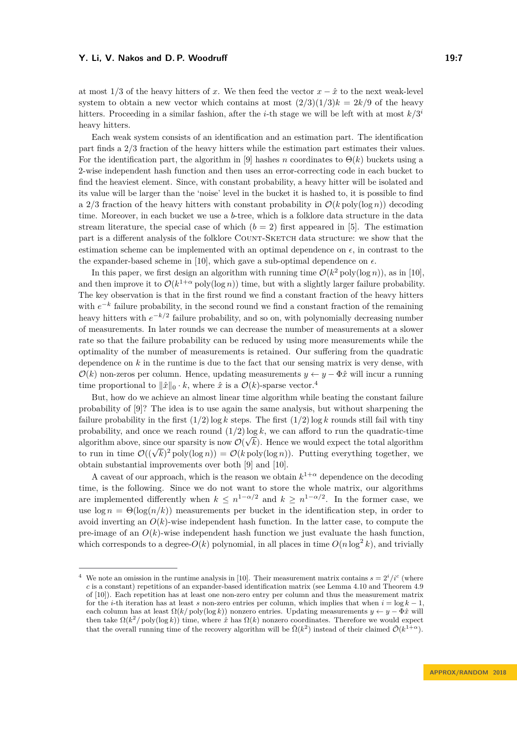at most 1/3 of the heavy hitters of $x$. We then feed the vector $x - \hat{x}$ to the next weak-level system to obtain a new vector which contains at most $(2/3)(1/3)k = 2k/9$ of the heavy hitters. Proceeding in a similar fashion, after the $i$-th stage we will be left with at most $k/3^i$ heavy hitters.

Each weak system consists of an identification and an estimation part. The identification part finds a 2/3 fraction of the heavy hitters while the estimation part estimates their values. For the identification part, the algorithm in [9] hashes $n$ coordinates to $\Theta(k)$ buckets using a 2-wise independent hash function and then uses an error-correcting code in each bucket to find the heaviest element. Since, with constant probability, a heavy hitter will be isolated and its value will be larger than the 'noise' level in the bucket it is hashed to, it is possible to find a 2/3 fraction of the heavy hitters with constant probability in $\mathcal{O}(k \operatorname{poly}(\log n))$ decoding time. Moreover, in each bucket we use a $b$-tree, which is a folklore data structure in the data stream literature, the special case of which ($b = 2$) first appeared in [5]. The estimation part is a different analysis of the folklore Count-Sketch data structure: we show that the estimation scheme can be implemented with an optimal dependence on $\epsilon$, in contrast to the the expander-based scheme in [10], which gave a sub-optimal dependence on $\epsilon$.

In this paper, we first design an algorithm with running time $\mathcal{O}(k^2 \operatorname{poly}(\log n))$, as in [10], and then improve it to $\mathcal{O}(k^{1+\alpha} \operatorname{poly}(\log n))$ time, but with a slightly larger failure probability. The key observation is that in the first round we find a constant fraction of the heavy hitters with $e^{-k}$ failure probability, in the second round we find a constant fraction of the remaining heavy hitters with $e^{-k/2}$ failure probability, and so on, with polynomially decreasing number of measurements. In later rounds we can decrease the number of measurements at a slower rate so that the failure probability can be reduced by using more measurements while the optimality of the number of measurements is retained. Our suffering from the quadratic dependence on $k$ in the runtime is due to the fact that our sensing matrix is very dense, with $\mathcal{O}(k)$ non-zeros per column. Hence, updating measurements $y \leftarrow y - \Phi\hat{x}$ will incur a running time proportional to $\|\hat{x}\|_0 \cdot k$, where $\hat{x}$ is a $\mathcal{O}(k)$-sparse vector.[4]

But, how do we achieve an almost linear time algorithm while beating the constant failure probability of [9]? The idea is to use again the same analysis, but without sharpening the failure probability in the first $(1/2)\log k$ steps. The first $(1/2)\log k$ rounds still fail with tiny probability, and once we reach round $(1/2)\log k$, we can afford to run the quadratic-time algorithm above, since our sparsity is now $\mathcal{O}(\sqrt{k})$. Hence we would expect the total algorithm to run in time $\mathcal{O}((\sqrt{k})^2 \operatorname{poly}(\log n)) = \mathcal{O}(k \operatorname{poly}(\log n))$. Putting everything together, we obtain substantial improvements over both [9] and [10].

A caveat of our approach, which is the reason we obtain $k^{1+\alpha}$ dependence on the decoding time, is the following. Since we do not want to store the whole matrix, our algorithms are implemented differently when $k \leq n^{1-\alpha/2}$ and $k \geq n^{1-\alpha/2}$. In the former case, we use $\log n = \Theta(\log(n/k))$ measurements per bucket in the identification step, in order to avoid inverting an $O(k)$-wise independent hash function. In the latter case, to compute the pre-image of an $O(k)$-wise independent hash function we just evaluate the hash function, which corresponds to a degree-$O(k)$ polynomial, in all places in time $O(n \log^2 k)$, and trivially

---

[4] We note an omission in the runtime analysis in [10]. Their measurement matrix contains $s = 2^i/i^c$ (where $c$ is a constant) repetitions of an expander-based identification matrix (see Lemma 4.10 and Theorem 4.9 of [10]). Each repetition has at least one non-zero entry per column and thus the measurement matrix for the $i$-th iteration has at least $s$ non-zero entries per column, which implies that when $i = \log k - 1$, each column has at least $\Omega(k/\operatorname{poly}(\log k))$ nonzero entries. Updating measurements $y \leftarrow y - \Phi\hat{x}$ will then take $\Omega(k^2/\operatorname{poly}(\log k))$ time, where $\hat{x}$ has $\Omega(k)$ nonzero coordinates. Therefore we would expect that the overall running time of the recovery algorithm will be $\tilde{\Omega}(k^2)$ instead of their claimed $\tilde{\mathcal{O}}(k^{1+\alpha})$.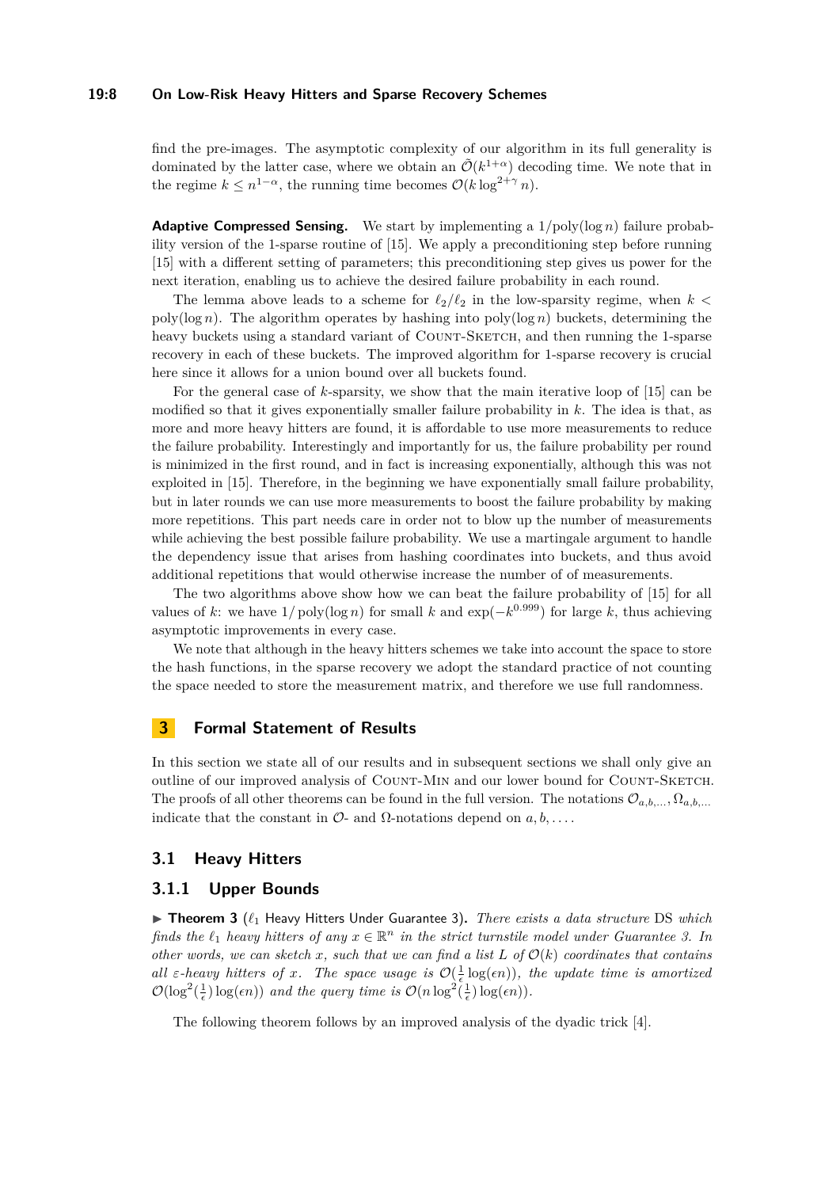find the pre-images. The asymptotic complexity of our algorithm in its full generality is dominated by the latter case, where we obtain an $\tilde{\mathcal{O}}(k^{1+\alpha})$ decoding time. We note that in the regime $k \le n^{1-\alpha}$, the running time becomes $\mathcal{O}(k \log^{2+\gamma} n)$.

**Adaptive Compressed Sensing.** We start by implementing a $1/\mathrm{poly}(\log n)$ failure probability version of the 1-sparse routine of [15]. We apply a preconditioning step before running [15] with a different setting of parameters; this preconditioning step gives us power for the next iteration, enabling us to achieve the desired failure probability in each round.

The lemma above leads to a scheme for $\ell_2/\ell_2$ in the low-sparsity regime, when $k < \mathrm{poly}(\log n)$. The algorithm operates by hashing into $\mathrm{poly}(\log n)$ buckets, determining the heavy buckets using a standard variant of Count-Sketch, and then running the 1-sparse recovery in each of these buckets. The improved algorithm for 1-sparse recovery is crucial here since it allows for a union bound over all buckets found.

For the general case of $k$-sparsity, we show that the main iterative loop of [15] can be modified so that it gives exponentially smaller failure probability in $k$. The idea is that, as more and more heavy hitters are found, it is affordable to use more measurements to reduce the failure probability. Interestingly and importantly for us, the failure probability per round is minimized in the first round, and in fact is increasing exponentially, although this was not exploited in [15]. Therefore, in the beginning we have exponentially small failure probability, but in later rounds we can use more measurements to boost the failure probability by making more repetitions. This part needs care in order not to blow up the number of measurements while achieving the best possible failure probability. We use a martingale argument to handle the dependency issue that arises from hashing coordinates into buckets, and thus avoid additional repetitions that would otherwise increase the number of of measurements.

The two algorithms above show how we can beat the failure probability of [15] for all values of $k$: we have $1/\mathrm{poly}(\log n)$ for small $k$ and $\exp(-k^{0.999})$ for large $k$, thus achieving asymptotic improvements in every case.

We note that although in the heavy hitters schemes we take into account the space to store the hash functions, in the sparse recovery we adopt the standard practice of not counting the space needed to store the measurement matrix, and therefore we use full randomness.

## 3 Formal Statement of Results

In this section we state all of our results and in subsequent sections we shall only give an outline of our improved analysis of Count-Min and our lower bound for Count-Sketch. The proofs of all other theorems can be found in the full version. The notations $\mathcal{O}_{a,b,\ldots}, \Omega_{a,b,\ldots}$ indicate that the constant in $\mathcal{O}$- and $\Omega$-notations depend on $a, b, \ldots$.

### 3.1 Heavy Hitters

#### 3.1.1 Upper Bounds

▶ **Theorem 3** ($\ell_1$ Heavy Hitters Under Guarantee 3)**.** *There exists a data structure* DS *which finds the $\ell_1$ heavy hitters of any $x \in \mathbb{R}^n$ in the strict turnstile model under Guarantee 3. In other words, we can sketch $x$, such that we can find a list $L$ of $\mathcal{O}(k)$ coordinates that contains all $\varepsilon$-heavy hitters of $x$. The space usage is $\mathcal{O}(\frac{1}{\epsilon}\log(\epsilon n))$, the update time is amortized $\mathcal{O}(\log^2(\frac{1}{\epsilon})\log(\epsilon n))$ and the query time is $\mathcal{O}(n\log^2(\frac{1}{\epsilon})\log(\epsilon n))$.*

The following theorem follows by an improved analysis of the dyadic trick [4].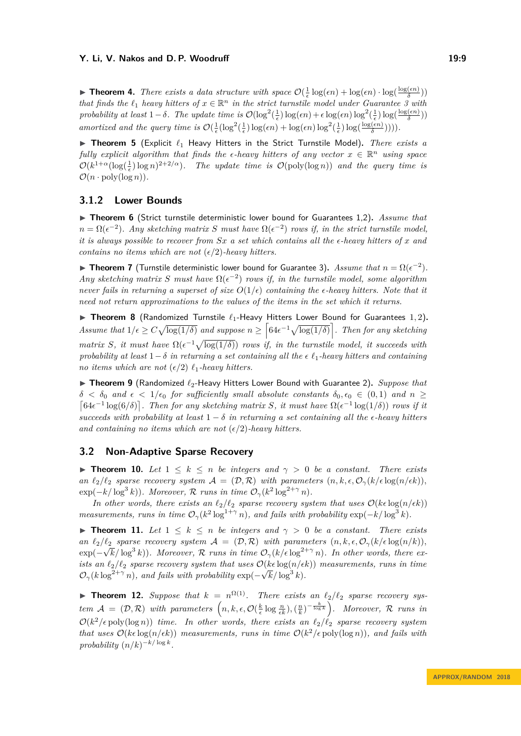▶ **Theorem 4.** *There exists a data structure with space $\mathcal{O}(\frac{1}{\epsilon}\log(\epsilon n) + \log(\epsilon n)\cdot\log(\frac{\log(\epsilon n)}{\delta}))$ that finds the $\ell_1$ heavy hitters of $x \in \mathbb{R}^n$ in the strict turnstile model under Guarantee 3 with probability at least $1-\delta$. The update time is $\mathcal{O}(\log^2(\frac{1}{\epsilon})\log(\epsilon n) + \epsilon\log(\epsilon n)\log^2(\frac{1}{\epsilon})\log(\frac{\log(\epsilon n)}{\delta}))$ amortized and the query time is $\mathcal{O}(\frac{1}{\epsilon}(\log^2(\frac{1}{\epsilon})\log(\epsilon n) + \log(\epsilon n)\log^2(\frac{1}{\epsilon})\log(\frac{\log(\epsilon n)}{\delta}))))$.*

▶ **Theorem 5** (Explicit $\ell_1$ Heavy Hitters in the Strict Turnstile Model)**.** *There exists a fully explicit algorithm that finds the $\epsilon$-heavy hitters of any vector $x \in \mathbb{R}^n$ using space $\mathcal{O}(k^{1+\alpha}(\log(\frac{1}{\epsilon})\log n)^{2+2/\alpha})$. The update time is $\mathcal{O}(\operatorname{poly}(\log n))$ and the query time is $\mathcal{O}(n \cdot \operatorname{poly}(\log n))$.*

### 3.1.2 Lower Bounds

▶ **Theorem 6** (Strict turnstile deterministic lower bound for Guarantees 1,2)**.** *Assume that $n = \Omega(\epsilon^{-2})$. Any sketching matrix $S$ must have $\Omega(\epsilon^{-2})$ rows if, in the strict turnstile model, it is always possible to recover from $Sx$ a set which contains all the $\epsilon$-heavy hitters of $x$ and contains no items which are not $(\epsilon/2)$-heavy hitters.*

▶ **Theorem 7** (Turnstile deterministic lower bound for Guarantee 3)**.** *Assume that $n = \Omega(\epsilon^{-2})$. Any sketching matrix $S$ must have $\Omega(\epsilon^{-2})$ rows if, in the turnstile model, some algorithm never fails in returning a superset of size $O(1/\epsilon)$ containing the $\epsilon$-heavy hitters. Note that it need not return approximations to the values of the items in the set which it returns.*

▶ **Theorem 8** (Randomized Turnstile $\ell_1$-Heavy Hitters Lower Bound for Guarantees 1, 2)**.** *Assume that $1/\epsilon \geq C\sqrt{\log(1/\delta)}$ and suppose $n \geq \left\lceil 64\epsilon^{-1}\sqrt{\log(1/\delta)}\right\rceil$. Then for any sketching matrix $S$, it must have $\Omega(\epsilon^{-1}\sqrt{\log(1/\delta)})$ rows if, in the turnstile model, it succeeds with probability at least $1-\delta$ in returning a set containing all the $\epsilon$ $\ell_1$-heavy hitters and containing no items which are not $(\epsilon/2)$ $\ell_1$-heavy hitters.*

▶ **Theorem 9** (Randomized $\ell_2$-Heavy Hitters Lower Bound with Guarantee 2)**.** *Suppose that $\delta < \delta_0$ and $\epsilon < 1/\epsilon_0$ for sufficiently small absolute constants $\delta_0, \epsilon_0 \in (0,1)$ and $n \geq \lceil 64\epsilon^{-1}\log(6/\delta)\rceil$. Then for any sketching matrix $S$, it must have $\Omega(\epsilon^{-1}\log(1/\delta))$ rows if it succeeds with probability at least $1-\delta$ in returning a set containing all the $\epsilon$-heavy hitters and containing no items which are not $(\epsilon/2)$-heavy hitters.*

## 3.2 Non-Adaptive Sparse Recovery

▶ **Theorem 10.** *Let $1 \leq k \leq n$ be integers and $\gamma > 0$ be a constant. There exists an $\ell_2/\ell_2$ sparse recovery system $\mathcal{A} = (\mathcal{D}, \mathcal{R})$ with parameters $(n, k, \epsilon, \mathcal{O}_\gamma(k/\epsilon\log(n/\epsilon k)), \exp(-k/\log^3 k))$. Moreover, $\mathcal{R}$ runs in time $\mathcal{O}_\gamma(k^2\log^{2+\gamma} n)$.*

*In other words, there exists an $\ell_2/\ell_2$ sparse recovery system that uses $\mathcal{O}(k\epsilon\log(n/\epsilon k))$ measurements, runs in time $\mathcal{O}_\gamma(k^2\log^{1+\gamma} n)$, and fails with probability $\exp(-k/\log^3 k)$.*

▶ **Theorem 11.** *Let $1 \leq k \leq n$ be integers and $\gamma > 0$ be a constant. There exists an $\ell_2/\ell_2$ sparse recovery system $\mathcal{A} = (\mathcal{D}, \mathcal{R})$ with parameters $(n, k, \epsilon, \mathcal{O}_\gamma(k/\epsilon\log(n/k)), \exp(-\sqrt{k}/\log^3 k))$. Moreover, $\mathcal{R}$ runs in time $\mathcal{O}_\gamma(k/\epsilon\log^{2+\gamma} n)$. In other words, there exists an $\ell_2/\ell_2$ sparse recovery system that uses $\mathcal{O}(k\epsilon\log(n/\epsilon k))$ measurements, runs in time $\mathcal{O}_\gamma(k\log^{2+\gamma} n)$, and fails with probability $\exp(-\sqrt{k}/\log^3 k)$.*

▶ **Theorem 12.** *Suppose that $k = n^{\Omega(1)}$. There exists an $\ell_2/\ell_2$ sparse recovery system $\mathcal{A} = (\mathcal{D}, \mathcal{R})$ with parameters $\left(n, k, \epsilon, \mathcal{O}(\frac{k}{\epsilon}\log\frac{n}{\epsilon k}), (\frac{n}{k})^{-\frac{k}{\log k}}\right)$. Moreover, $\mathcal{R}$ runs in $\mathcal{O}(k^2/\epsilon\operatorname{poly}(\log n))$ time. In other words, there exists an $\ell_2/\ell_2$ sparse recovery system that uses $\mathcal{O}(k\epsilon\log(n/\epsilon k))$ measurements, runs in time $\mathcal{O}(k^2/\epsilon\operatorname{poly}(\log n))$, and fails with probability $(n/k)^{-k/\log k}$.*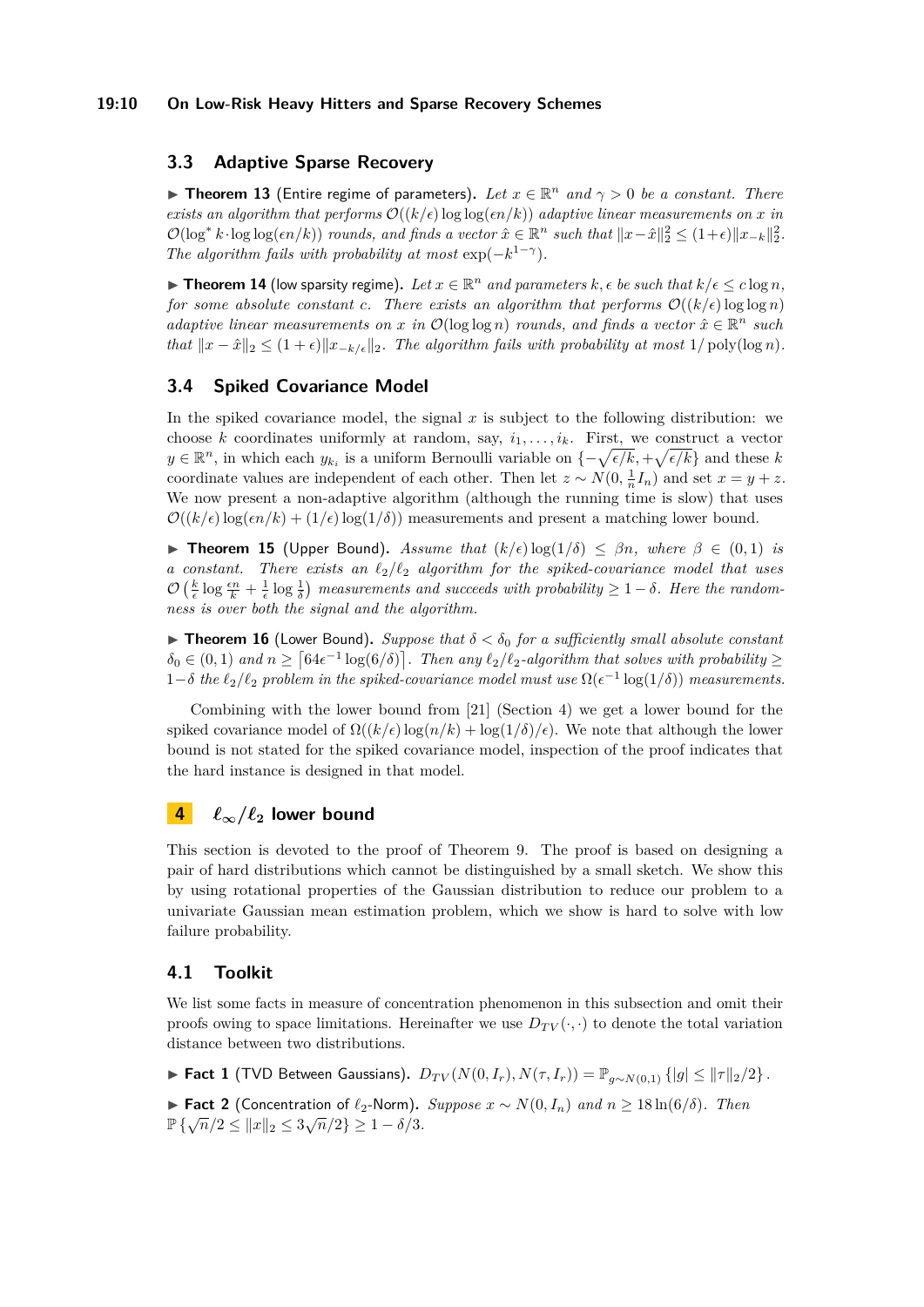### 3.3 Adaptive Sparse Recovery

▶ **Theorem 13** (Entire regime of parameters)**.** *Let $x \in \mathbb{R}^n$ and $\gamma > 0$ be a constant. There exists an algorithm that performs $\mathcal{O}((k/\epsilon)\log\log(\epsilon n/k))$ adaptive linear measurements on $x$ in $\mathcal{O}(\log^* k \cdot \log\log(\epsilon n/k))$ rounds, and finds a vector $\hat{x} \in \mathbb{R}^n$ such that $\|x-\hat{x}\|_2^2 \le (1+\epsilon)\|x_{-k}\|_2^2$. The algorithm fails with probability at most $\exp(-k^{1-\gamma})$.*

▶ **Theorem 14** (low sparsity regime)**.** *Let $x \in \mathbb{R}^n$ and parameters $k, \epsilon$ be such that $k/\epsilon \le c \log n$, for some absolute constant $c$. There exists an algorithm that performs $\mathcal{O}((k/\epsilon)\log\log n)$ adaptive linear measurements on $x$ in $\mathcal{O}(\log\log n)$ rounds, and finds a vector $\hat{x} \in \mathbb{R}^n$ such that $\|x-\hat{x}\|_2 \le (1+\epsilon)\|x_{-k/\epsilon}\|_2$. The algorithm fails with probability at most $1/\operatorname{poly}(\log n)$.*

### 3.4 Spiked Covariance Model

In the spiked covariance model, the signal $x$ is subject to the following distribution: we choose $k$ coordinates uniformly at random, say, $i_1, \ldots, i_k$. First, we construct a vector $y \in \mathbb{R}^n$, in which each $y_{k_i}$ is a uniform Bernoulli variable on $\{-\sqrt{\epsilon/k}, +\sqrt{\epsilon/k}\}$ and these $k$ coordinate values are independent of each other. Then let $z \sim N(0, \frac{1}{n}I_n)$ and set $x = y + z$. We now present a non-adaptive algorithm (although the running time is slow) that uses $\mathcal{O}((k/\epsilon)\log(\epsilon n/k) + (1/\epsilon)\log(1/\delta))$ measurements and present a matching lower bound.

▶ **Theorem 15** (Upper Bound)**.** *Assume that $(k/\epsilon)\log(1/\delta) \le \beta n$, where $\beta \in (0,1)$ is a constant. There exists an $\ell_2/\ell_2$ algorithm for the spiked-covariance model that uses $\mathcal{O}\left(\frac{k}{\epsilon}\log\frac{\epsilon n}{k} + \frac{1}{\epsilon}\log\frac{1}{\delta}\right)$ measurements and succeeds with probability $\ge 1-\delta$. Here the randomness is over both the signal and the algorithm.*

▶ **Theorem 16** (Lower Bound)**.** *Suppose that $\delta < \delta_0$ for a sufficiently small absolute constant $\delta_0 \in (0,1)$ and $n \ge \lceil 64\epsilon^{-1}\log(6/\delta)\rceil$. Then any $\ell_2/\ell_2$-algorithm that solves with probability $\ge 1-\delta$ the $\ell_2/\ell_2$ problem in the spiked-covariance model must use $\Omega(\epsilon^{-1}\log(1/\delta))$ measurements.*

Combining with the lower bound from [21] (Section 4) we get a lower bound for the spiked covariance model of $\Omega((k/\epsilon)\log(n/k) + \log(1/\delta)/\epsilon)$. We note that although the lower bound is not stated for the spiked covariance model, inspection of the proof indicates that the hard instance is designed in that model.

## 4 $\ell_\infty/\ell_2$ lower bound

This section is devoted to the proof of Theorem 9. The proof is based on designing a pair of hard distributions which cannot be distinguished by a small sketch. We show this by using rotational properties of the Gaussian distribution to reduce our problem to a univariate Gaussian mean estimation problem, which we show is hard to solve with low failure probability.

### 4.1 Toolkit

We list some facts in measure of concentration phenomenon in this subsection and omit their proofs owing to space limitations. Hereinafter we use $D_{TV}(\cdot,\cdot)$ to denote the total variation distance between two distributions.

▶ **Fact 1** (TVD Between Gaussians)**.** $D_{TV}(N(0,I_r), N(\tau, I_r)) = \mathbb{P}_{g\sim N(0,1)}\{|g| \le \|\tau\|_2/2\}$.

▶ **Fact 2** (Concentration of $\ell_2$-Norm)**.** *Suppose $x \sim N(0, I_n)$ and $n \ge 18\ln(6/\delta)$. Then* $\mathbb{P}\{\sqrt{n}/2 \le \|x\|_2 \le 3\sqrt{n}/2\} \ge 1-\delta/3$.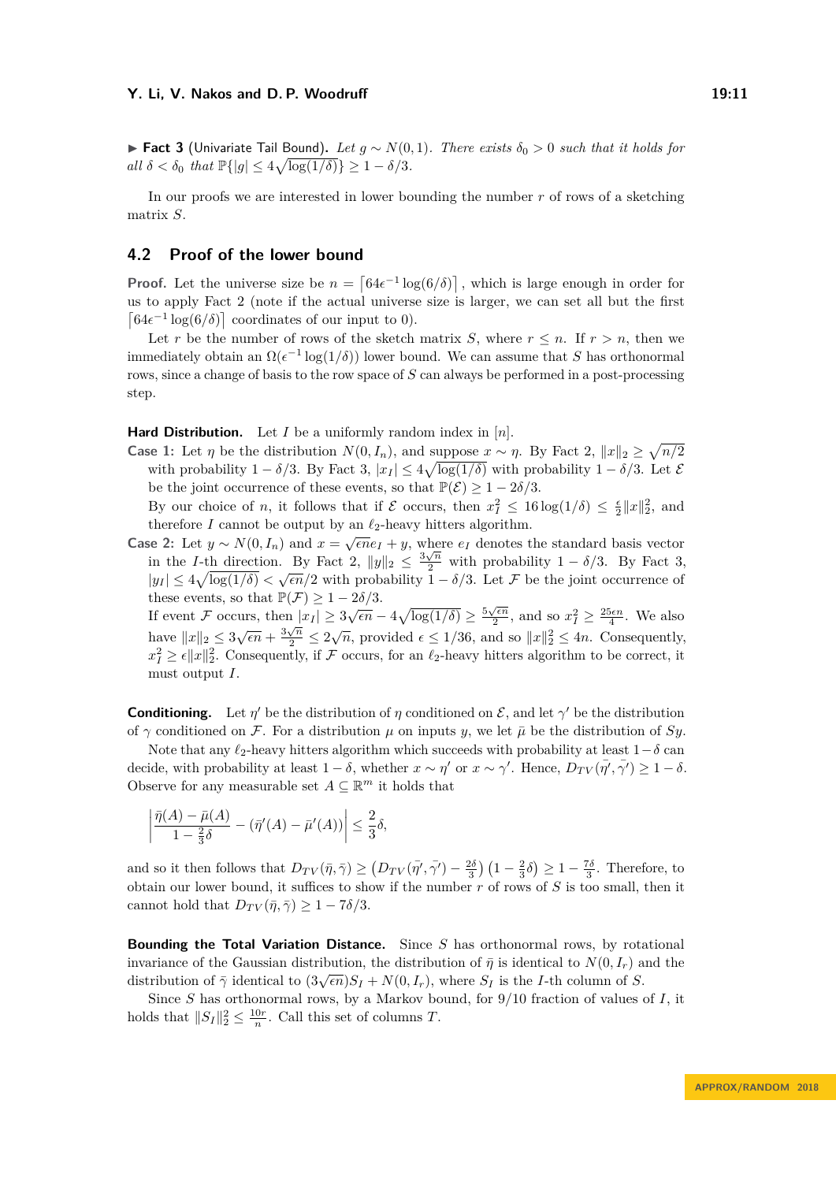▶ **Fact 3** (Univariate Tail Bound)**.** *Let $g \sim N(0,1)$. There exists $\delta_0 > 0$ such that it holds for all $\delta < \delta_0$ that $\mathbb{P}\{|g| \le 4\sqrt{\log(1/\delta)}\} \ge 1 - \delta/3$.*

In our proofs we are interested in lower bounding the number $r$ of rows of a sketching matrix $S$.

## 4.2 Proof of the lower bound

**Proof.** Let the universe size be $n = \lceil 64\epsilon^{-1}\log(6/\delta)\rceil$, which is large enough in order for us to apply Fact 2 (note if the actual universe size is larger, we can set all but the first $\lceil 64\epsilon^{-1}\log(6/\delta)\rceil$ coordinates of our input to 0).

Let $r$ be the number of rows of the sketch matrix $S$, where $r \le n$. If $r > n$, then we immediately obtain an $\Omega(\epsilon^{-1}\log(1/\delta))$ lower bound. We can assume that $S$ has orthonormal rows, since a change of basis to the row space of $S$ can always be performed in a post-processing step.

**Hard Distribution.** Let $I$ be a uniformly random index in $[n]$.

**Case 1:** Let $\eta$ be the distribution $N(0, I_n)$, and suppose $x \sim \eta$. By Fact 2, $\|x\|_2 \ge \sqrt{n/2}$ with probability $1 - \delta/3$. By Fact 3, $|x_I| \le 4\sqrt{\log(1/\delta)}$ with probability $1 - \delta/3$. Let $\mathcal{E}$ be the joint occurrence of these events, so that $\mathbb{P}(\mathcal{E}) \ge 1 - 2\delta/3$.
By our choice of $n$, it follows that if $\mathcal{E}$ occurs, then $x_I^2 \le 16\log(1/\delta) \le \frac{\epsilon}{2}\|x\|_2^2$, and therefore $I$ cannot be output by an $\ell_2$-heavy hitters algorithm.

**Case 2:** Let $y \sim N(0, I_n)$ and $x = \sqrt{\epsilon n}e_I + y$, where $e_I$ denotes the standard basis vector in the $I$-th direction. By Fact 2, $\|y\|_2 \le \frac{3\sqrt{n}}{2}$ with probability $1 - \delta/3$. By Fact 3, $|y_I| \le 4\sqrt{\log(1/\delta)} < \sqrt{\epsilon n}/2$ with probability $1 - \delta/3$. Let $\mathcal{F}$ be the joint occurrence of these events, so that $\mathbb{P}(\mathcal{F}) \ge 1 - 2\delta/3$.
If event $\mathcal{F}$ occurs, then $|x_I| \ge 3\sqrt{\epsilon n} - 4\sqrt{\log(1/\delta)} \ge \frac{5\sqrt{\epsilon n}}{2}$, and so $x_I^2 \ge \frac{25\epsilon n}{4}$. We also have $\|x\|_2 \le 3\sqrt{\epsilon n} + \frac{3\sqrt{n}}{2} \le 2\sqrt{n}$, provided $\epsilon \le 1/36$, and so $\|x\|_2^2 \le 4n$. Consequently, $x_I^2 \ge \epsilon\|x\|_2^2$. Consequently, if $\mathcal{F}$ occurs, for an $\ell_2$-heavy hitters algorithm to be correct, it must output $I$.

**Conditioning.** Let $\eta'$ be the distribution of $\eta$ conditioned on $\mathcal{E}$, and let $\gamma'$ be the distribution of $\gamma$ conditioned on $\mathcal{F}$. For a distribution $\mu$ on inputs $y$, we let $\bar{\mu}$ be the distribution of $Sy$.

Note that any $\ell_2$-heavy hitters algorithm which succeeds with probability at least $1-\delta$ can decide, with probability at least $1-\delta$, whether $x \sim \eta'$ or $x \sim \gamma'$. Hence, $D_{TV}(\bar{\eta'}, \bar{\gamma'}) \ge 1 - \delta$. Observe for any measurable set $A \subseteq \mathbb{R}^m$ it holds that

$$\left| \frac{\bar{\eta}(A) - \bar{\mu}(A)}{1 - \frac{2}{3}\delta} - (\bar{\eta}'(A) - \bar{\mu}'(A)) \right| \le \frac{2}{3}\delta,$$

and so it then follows that $D_{TV}(\bar{\eta}, \bar{\gamma}) \ge \left(D_{TV}(\bar{\eta'}, \bar{\gamma'}) - \frac{2\delta}{3}\right)\left(1 - \frac{2}{3}\delta\right) \ge 1 - \frac{7\delta}{3}$. Therefore, to obtain our lower bound, it suffices to show if the number $r$ of rows of $S$ is too small, then it cannot hold that $D_{TV}(\bar{\eta}, \bar{\gamma}) \ge 1 - 7\delta/3$.

**Bounding the Total Variation Distance.** Since $S$ has orthonormal rows, by rotational invariance of the Gaussian distribution, the distribution of $\bar{\eta}$ is identical to $N(0, I_r)$ and the distribution of $\bar{\gamma}$ identical to $(3\sqrt{\epsilon n})S_I + N(0, I_r)$, where $S_I$ is the $I$-th column of $S$.

Since $S$ has orthonormal rows, by a Markov bound, for $9/10$ fraction of values of $I$, it holds that $\|S_I\|_2^2 \le \frac{10r}{n}$. Call this set of columns $T$.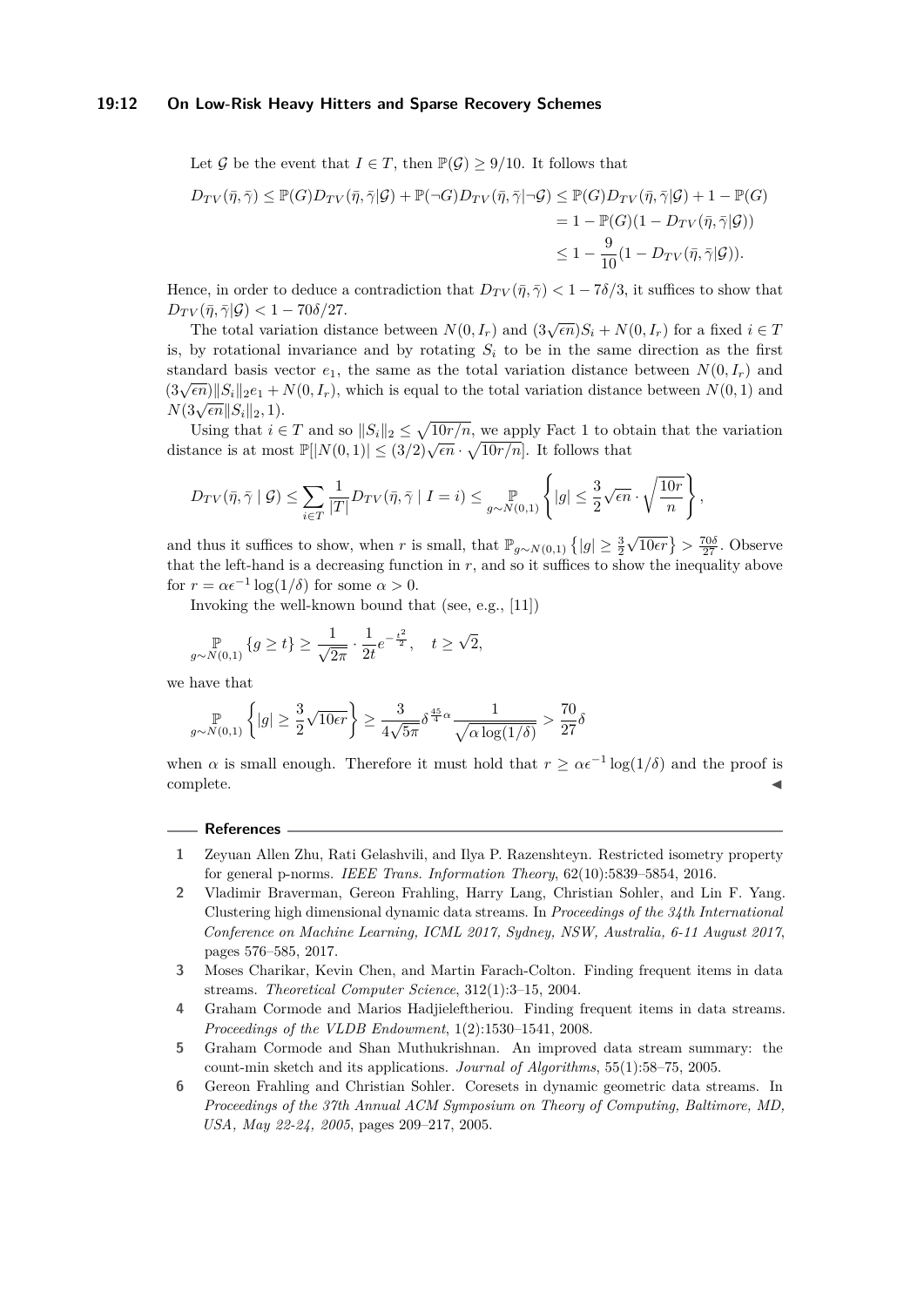Let $\mathcal{G}$ be the event that $I \in T$, then $\mathbb{P}(\mathcal{G}) \geq 9/10$. It follows that

$$
\begin{aligned}
D_{TV}(\bar{\eta}, \bar{\gamma}) \leq \mathbb{P}(G) D_{TV}(\bar{\eta}, \bar{\gamma}|\mathcal{G}) + \mathbb{P}(\neg G) D_{TV}(\bar{\eta}, \bar{\gamma}|\neg\mathcal{G}) &\leq \mathbb{P}(G) D_{TV}(\bar{\eta}, \bar{\gamma}|\mathcal{G}) + 1 - \mathbb{P}(G) \\
&= 1 - \mathbb{P}(G)(1 - D_{TV}(\bar{\eta}, \bar{\gamma}|\mathcal{G})) \\
&\leq 1 - \frac{9}{10}(1 - D_{TV}(\bar{\eta}, \bar{\gamma}|\mathcal{G})).
\end{aligned}
$$

Hence, in order to deduce a contradiction that $D_{TV}(\bar{\eta}, \bar{\gamma}) < 1 - 7\delta/3$, it suffices to show that $D_{TV}(\bar{\eta}, \bar{\gamma}|\mathcal{G}) < 1 - 70\delta/27$.

The total variation distance between $N(0, I_r)$ and $(3\sqrt{\epsilon n})S_i + N(0, I_r)$ for a fixed $i \in T$ is, by rotational invariance and by rotating $S_i$ to be in the same direction as the first standard basis vector $e_1$, the same as the total variation distance between $N(0, I_r)$ and $(3\sqrt{\epsilon n})\|S_i\|_2 e_1 + N(0, I_r)$, which is equal to the total variation distance between $N(0, 1)$ and $N(3\sqrt{\epsilon n}\|S_i\|_2, 1)$.

Using that $i \in T$ and so $\|S_i\|_2 \leq \sqrt{10r/n}$, we apply Fact 1 to obtain that the variation distance is at most $\mathbb{P}[|N(0, 1)| \leq (3/2)\sqrt{\epsilon n} \cdot \sqrt{10r/n}]$. It follows that

$$
D_{TV}(\bar{\eta}, \bar{\gamma} \mid \mathcal{G}) \leq \sum_{i \in T} \frac{1}{|T|} D_{TV}(\bar{\eta}, \bar{\gamma} \mid I = i) \leq \mathop{\mathbb{P}}_{g \sim N(0,1)} \left\{ |g| \leq \frac{3}{2}\sqrt{\epsilon n} \cdot \sqrt{\frac{10r}{n}} \right\},
$$

and thus it suffices to show, when $r$ is small, that $\mathbb{P}_{g \sim N(0,1)} \left\{ |g| \geq \frac{3}{2}\sqrt{10\epsilon r} \right\} > \frac{70\delta}{27}$. Observe that the left-hand is a decreasing function in $r$, and so it suffices to show the inequality above for $r = \alpha\epsilon^{-1}\log(1/\delta)$ for some $\alpha > 0$.

Invoking the well-known bound that (see, e.g., [11])

$$
\mathop{\mathbb{P}}_{g \sim N(0,1)} \{g \geq t\} \geq \frac{1}{\sqrt{2\pi}} \cdot \frac{1}{2t} e^{-\frac{t^2}{2}}, \quad t \geq \sqrt{2},
$$

we have that

$$
\mathop{\mathbb{P}}_{g \sim N(0,1)} \left\{ |g| \geq \frac{3}{2}\sqrt{10\epsilon r} \right\} \geq \frac{3}{4\sqrt{5\pi}} \delta^{\frac{45}{4}\alpha} \frac{1}{\sqrt{\alpha \log(1/\delta)}} > \frac{70}{27}\delta
$$

when $\alpha$ is small enough. Therefore it must hold that $r \geq \alpha\epsilon^{-1}\log(1/\delta)$ and the proof is complete. ◀

## References

1. Zeyuan Allen Zhu, Rati Gelashvili, and Ilya P. Razenshteyn. Restricted isometry property for general p-norms. *IEEE Trans. Information Theory*, 62(10):5839–5854, 2016.
2. Vladimir Braverman, Gereon Frahling, Harry Lang, Christian Sohler, and Lin F. Yang. Clustering high dimensional dynamic data streams. In *Proceedings of the 34th International Conference on Machine Learning, ICML 2017, Sydney, NSW, Australia, 6-11 August 2017*, pages 576–585, 2017.
3. Moses Charikar, Kevin Chen, and Martin Farach-Colton. Finding frequent items in data streams. *Theoretical Computer Science*, 312(1):3–15, 2004.
4. Graham Cormode and Marios Hadjieleftheriou. Finding frequent items in data streams. *Proceedings of the VLDB Endowment*, 1(2):1530–1541, 2008.
5. Graham Cormode and Shan Muthukrishnan. An improved data stream summary: the count-min sketch and its applications. *Journal of Algorithms*, 55(1):58–75, 2005.
6. Gereon Frahling and Christian Sohler. Coresets in dynamic geometric data streams. In *Proceedings of the 37th Annual ACM Symposium on Theory of Computing, Baltimore, MD, USA, May 22-24, 2005*, pages 209–217, 2005.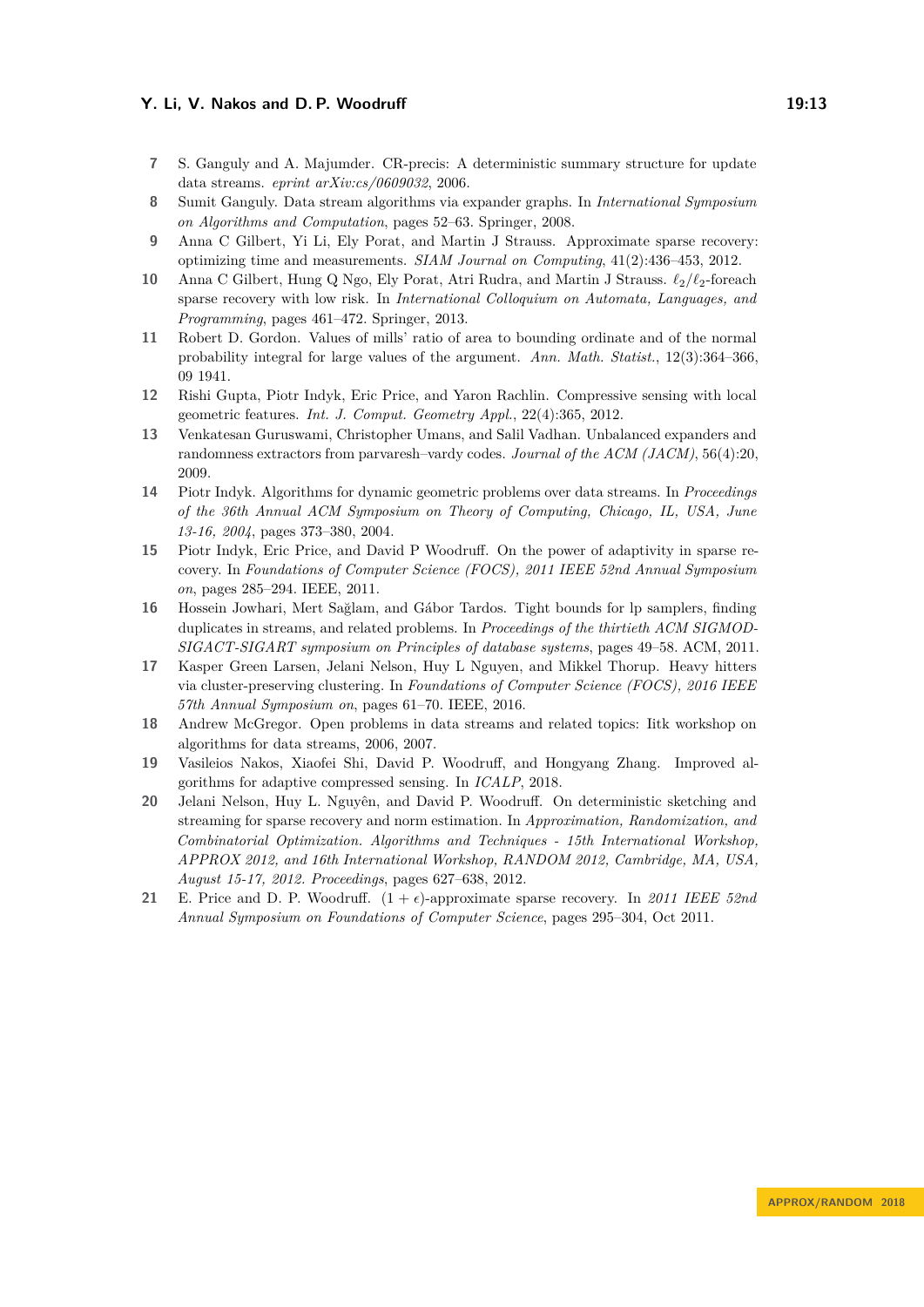7. S. Ganguly and A. Majumder. CR-precis: A deterministic summary structure for update data streams. *eprint arXiv:cs/0609032*, 2006.
8. Sumit Ganguly. Data stream algorithms via expander graphs. In *International Symposium on Algorithms and Computation*, pages 52–63. Springer, 2008.
9. Anna C Gilbert, Yi Li, Ely Porat, and Martin J Strauss. Approximate sparse recovery: optimizing time and measurements. *SIAM Journal on Computing*, 41(2):436–453, 2012.
10. Anna C Gilbert, Hung Q Ngo, Ely Porat, Atri Rudra, and Martin J Strauss. $\ell_2/\ell_2$-foreach sparse recovery with low risk. In *International Colloquium on Automata, Languages, and Programming*, pages 461–472. Springer, 2013.
11. Robert D. Gordon. Values of mills' ratio of area to bounding ordinate and of the normal probability integral for large values of the argument. *Ann. Math. Statist.*, 12(3):364–366, 09 1941.
12. Rishi Gupta, Piotr Indyk, Eric Price, and Yaron Rachlin. Compressive sensing with local geometric features. *Int. J. Comput. Geometry Appl.*, 22(4):365, 2012.
13. Venkatesan Guruswami, Christopher Umans, and Salil Vadhan. Unbalanced expanders and randomness extractors from parvaresh–vardy codes. *Journal of the ACM (JACM)*, 56(4):20, 2009.
14. Piotr Indyk. Algorithms for dynamic geometric problems over data streams. In *Proceedings of the 36th Annual ACM Symposium on Theory of Computing, Chicago, IL, USA, June 13-16, 2004*, pages 373–380, 2004.
15. Piotr Indyk, Eric Price, and David P Woodruff. On the power of adaptivity in sparse recovery. In *Foundations of Computer Science (FOCS), 2011 IEEE 52nd Annual Symposium on*, pages 285–294. IEEE, 2011.
16. Hossein Jowhari, Mert Sağlam, and Gábor Tardos. Tight bounds for lp samplers, finding duplicates in streams, and related problems. In *Proceedings of the thirtieth ACM SIGMOD-SIGACT-SIGART symposium on Principles of database systems*, pages 49–58. ACM, 2011.
17. Kasper Green Larsen, Jelani Nelson, Huy L Nguyen, and Mikkel Thorup. Heavy hitters via cluster-preserving clustering. In *Foundations of Computer Science (FOCS), 2016 IEEE 57th Annual Symposium on*, pages 61–70. IEEE, 2016.
18. Andrew McGregor. Open problems in data streams and related topics: Iitk workshop on algorithms for data streams, 2006, 2007.
19. Vasileios Nakos, Xiaofei Shi, David P. Woodruff, and Hongyang Zhang. Improved algorithms for adaptive compressed sensing. In *ICALP*, 2018.
20. Jelani Nelson, Huy L. Nguyên, and David P. Woodruff. On deterministic sketching and streaming for sparse recovery and norm estimation. In *Approximation, Randomization, and Combinatorial Optimization. Algorithms and Techniques - 15th International Workshop, APPROX 2012, and 16th International Workshop, RANDOM 2012, Cambridge, MA, USA, August 15-17, 2012. Proceedings*, pages 627–638, 2012.
21. E. Price and D. P. Woodruff. $(1 + \epsilon)$-approximate sparse recovery. In *2011 IEEE 52nd Annual Symposium on Foundations of Computer Science*, pages 295–304, Oct 2011.